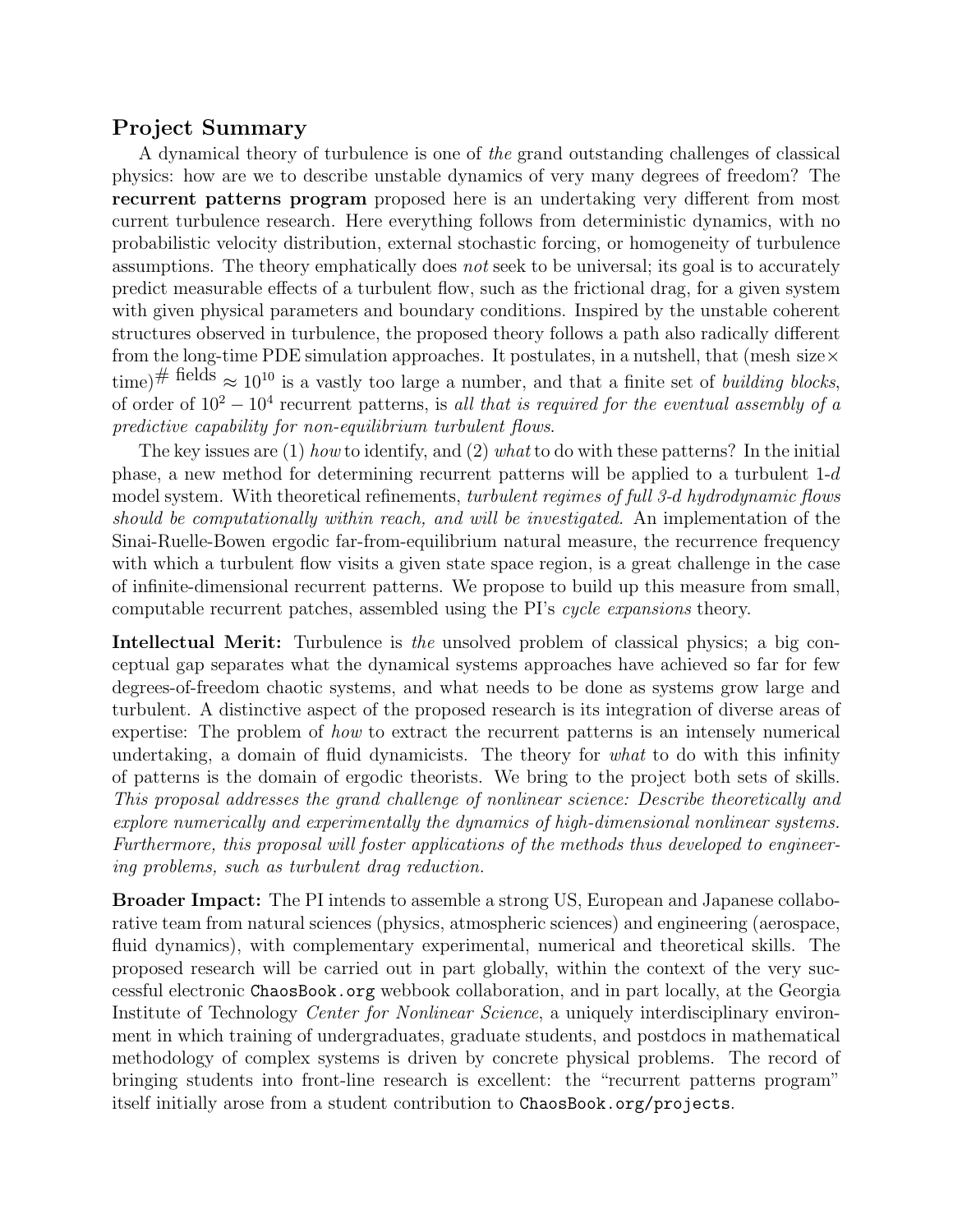## Project Summary

A dynamical theory of turbulence is one of *the* grand outstanding challenges of classical physics: how are we to describe unstable dynamics of very many degrees of freedom? The **recurrent patterns program** proposed here is an undertaking very different from most current turbulence research. Here everything follows from deterministic dynamics, with no probabilistic velocity distribution, external stochastic forcing, or homogeneity of turbulence assumptions. The theory emphatically does *not* seek to be universal; its goal is to accurately predict measurable effects of a turbulent flow, such as the frictional drag, for a given system with given physical parameters and boundary conditions. Inspired by the unstable coherent structures observed in turbulence, the proposed theory follows a path also radically different from the long-time PDE simulation approaches. It postulates, in a nutshell, that (mesh size$\times$ time)$^{\#\text{ fields}} \approx 10^{10}$ is a vastly too large a number, and that a finite set of *building blocks*, of order of $10^2 - 10^4$ recurrent patterns, is *all that is required for the eventual assembly of a predictive capability for non-equilibrium turbulent flows*.

The key issues are (1) *how* to identify, and (2) *what* to do with these patterns? In the initial phase, a new method for determining recurrent patterns will be applied to a turbulent 1-*d* model system. With theoretical refinements, *turbulent regimes of full 3-d hydrodynamic flows should be computationally within reach, and will be investigated.* An implementation of the Sinai-Ruelle-Bowen ergodic far-from-equilibrium natural measure, the recurrence frequency with which a turbulent flow visits a given state space region, is a great challenge in the case of infinite-dimensional recurrent patterns. We propose to build up this measure from small, computable recurrent patches, assembled using the PI's *cycle expansions* theory.

**Intellectual Merit:** Turbulence is *the* unsolved problem of classical physics; a big conceptual gap separates what the dynamical systems approaches have achieved so far for few degrees-of-freedom chaotic systems, and what needs to be done as systems grow large and turbulent. A distinctive aspect of the proposed research is its integration of diverse areas of expertise: The problem of *how* to extract the recurrent patterns is an intensely numerical undertaking, a domain of fluid dynamicists. The theory for *what* to do with this infinity of patterns is the domain of ergodic theorists. We bring to the project both sets of skills. *This proposal addresses the grand challenge of nonlinear science: Describe theoretically and explore numerically and experimentally the dynamics of high-dimensional nonlinear systems. Furthermore, this proposal will foster applications of the methods thus developed to engineering problems, such as turbulent drag reduction.*

**Broader Impact:** The PI intends to assemble a strong US, European and Japanese collaborative team from natural sciences (physics, atmospheric sciences) and engineering (aerospace, fluid dynamics), with complementary experimental, numerical and theoretical skills. The proposed research will be carried out in part globally, within the context of the very successful electronic `ChaosBook.org` webbook collaboration, and in part locally, at the Georgia Institute of Technology *Center for Nonlinear Science*, a uniquely interdisciplinary environment in which training of undergraduates, graduate students, and postdocs in mathematical methodology of complex systems is driven by concrete physical problems. The record of bringing students into front-line research is excellent: the "recurrent patterns program" itself initially arose from a student contribution to `ChaosBook.org/projects`.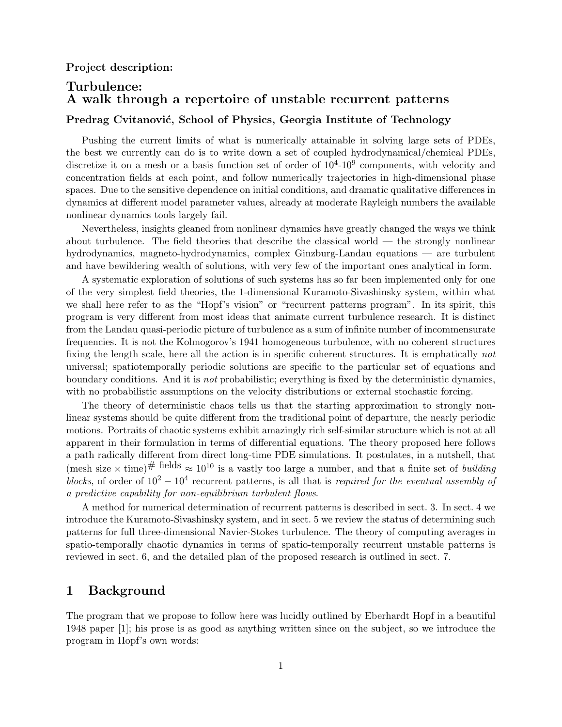**Project description:**

# Turbulence: A walk through a repertoire of unstable recurrent patterns

### Predrag Cvitanović, School of Physics, Georgia Institute of Technology

Pushing the current limits of what is numerically attainable in solving large sets of PDEs, the best we currently can do is to write down a set of coupled hydrodynamical/chemical PDEs, discretize it on a mesh or a basis function set of order of $10^4$-$10^9$ components, with velocity and concentration fields at each point, and follow numerically trajectories in high-dimensional phase spaces. Due to the sensitive dependence on initial conditions, and dramatic qualitative differences in dynamics at different model parameter values, already at moderate Rayleigh numbers the available nonlinear dynamics tools largely fail.

Nevertheless, insights gleaned from nonlinear dynamics have greatly changed the ways we think about turbulence. The field theories that describe the classical world — the strongly nonlinear hydrodynamics, magneto-hydrodynamics, complex Ginzburg-Landau equations — are turbulent and have bewildering wealth of solutions, with very few of the important ones analytical in form.

A systematic exploration of solutions of such systems has so far been implemented only for one of the very simplest field theories, the 1-dimensional Kuramoto-Sivashinsky system, within what we shall here refer to as the "Hopf's vision" or "recurrent patterns program". In its spirit, this program is very different from most ideas that animate current turbulence research. It is distinct from the Landau quasi-periodic picture of turbulence as a sum of infinite number of incommensurate frequencies. It is not the Kolmogorov's 1941 homogeneous turbulence, with no coherent structures fixing the length scale, here all the action is in specific coherent structures. It is emphatically *not* universal; spatiotemporally periodic solutions are specific to the particular set of equations and boundary conditions. And it is *not* probabilistic; everything is fixed by the deterministic dynamics, with no probabilistic assumptions on the velocity distributions or external stochastic forcing.

The theory of deterministic chaos tells us that the starting approximation to strongly nonlinear systems should be quite different from the traditional point of departure, the nearly periodic motions. Portraits of chaotic systems exhibit amazingly rich self-similar structure which is not at all apparent in their formulation in terms of differential equations. The theory proposed here follows a path radically different from direct long-time PDE simulations. It postulates, in a nutshell, that $(\text{mesh size} \times \text{time})^{\#\text{ fields}} \approx 10^{10}$ is a vastly too large a number, and that a finite set of *building blocks*, of order of $10^2 - 10^4$ recurrent patterns, is all that is *required for the eventual assembly of a predictive capability for non-equilibrium turbulent flows*.

A method for numerical determination of recurrent patterns is described in sect. 3. In sect. 4 we introduce the Kuramoto-Sivashinsky system, and in sect. 5 we review the status of determining such patterns for full three-dimensional Navier-Stokes turbulence. The theory of computing averages in spatio-temporally chaotic dynamics in terms of spatio-temporally recurrent unstable patterns is reviewed in sect. 6, and the detailed plan of the proposed research is outlined in sect. 7.

## 1 Background

The program that we propose to follow here was lucidly outlined by Eberhardt Hopf in a beautiful 1948 paper [1]; his prose is as good as anything written since on the subject, so we introduce the program in Hopf's own words: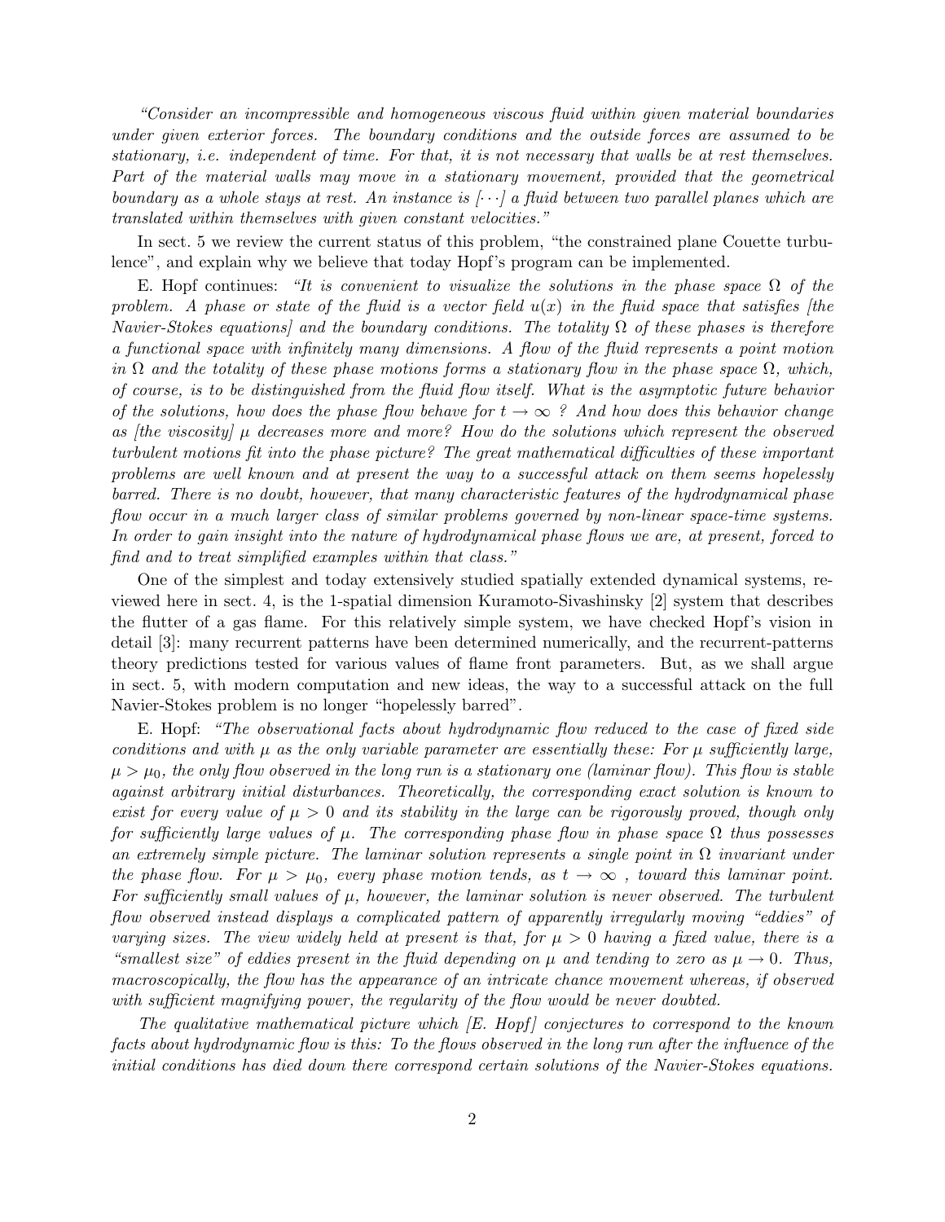*"Consider an incompressible and homogeneous viscous fluid within given material boundaries under given exterior forces. The boundary conditions and the outside forces are assumed to be stationary, i.e. independent of time. For that, it is not necessary that walls be at rest themselves. Part of the material walls may move in a stationary movement, provided that the geometrical boundary as a whole stays at rest. An instance is [⋯] a fluid between two parallel planes which are translated within themselves with given constant velocities."*

In sect. 5 we review the current status of this problem, "the constrained plane Couette turbulence", and explain why we believe that today Hopf's program can be implemented.

E. Hopf continues: *"It is convenient to visualize the solutions in the phase space $\Omega$ of the problem. A phase or state of the fluid is a vector field $u(x)$ in the fluid space that satisfies [the Navier-Stokes equations] and the boundary conditions. The totality $\Omega$ of these phases is therefore a functional space with infinitely many dimensions. A flow of the fluid represents a point motion in $\Omega$ and the totality of these phase motions forms a stationary flow in the phase space $\Omega$, which, of course, is to be distinguished from the fluid flow itself. What is the asymptotic future behavior of the solutions, how does the phase flow behave for $t \to \infty$ ? And how does this behavior change as [the viscosity] $\mu$ decreases more and more? How do the solutions which represent the observed turbulent motions fit into the phase picture? The great mathematical difficulties of these important problems are well known and at present the way to a successful attack on them seems hopelessly barred. There is no doubt, however, that many characteristic features of the hydrodynamical phase flow occur in a much larger class of similar problems governed by non-linear space-time systems. In order to gain insight into the nature of hydrodynamical phase flows we are, at present, forced to find and to treat simplified examples within that class."*

One of the simplest and today extensively studied spatially extended dynamical systems, reviewed here in sect. 4, is the 1-spatial dimension Kuramoto-Sivashinsky [2] system that describes the flutter of a gas flame. For this relatively simple system, we have checked Hopf's vision in detail [3]: many recurrent patterns have been determined numerically, and the recurrent-patterns theory predictions tested for various values of flame front parameters. But, as we shall argue in sect. 5, with modern computation and new ideas, the way to a successful attack on the full Navier-Stokes problem is no longer "hopelessly barred".

E. Hopf: *"The observational facts about hydrodynamic flow reduced to the case of fixed side conditions and with $\mu$ as the only variable parameter are essentially these: For $\mu$ sufficiently large, $\mu > \mu_0$, the only flow observed in the long run is a stationary one (laminar flow). This flow is stable against arbitrary initial disturbances. Theoretically, the corresponding exact solution is known to exist for every value of $\mu > 0$ and its stability in the large can be rigorously proved, though only for sufficiently large values of $\mu$. The corresponding phase flow in phase space $\Omega$ thus possesses an extremely simple picture. The laminar solution represents a single point in $\Omega$ invariant under the phase flow. For $\mu > \mu_0$, every phase motion tends, as $t \to \infty$ , toward this laminar point. For sufficiently small values of $\mu$, however, the laminar solution is never observed. The turbulent flow observed instead displays a complicated pattern of apparently irregularly moving "eddies" of varying sizes. The view widely held at present is that, for $\mu > 0$ having a fixed value, there is a "smallest size" of eddies present in the fluid depending on $\mu$ and tending to zero as $\mu \to 0$. Thus, macroscopically, the flow has the appearance of an intricate chance movement whereas, if observed with sufficient magnifying power, the regularity of the flow would be never doubted.*

*The qualitative mathematical picture which [E. Hopf] conjectures to correspond to the known facts about hydrodynamic flow is this: To the flows observed in the long run after the influence of the initial conditions has died down there correspond certain solutions of the Navier-Stokes equations.*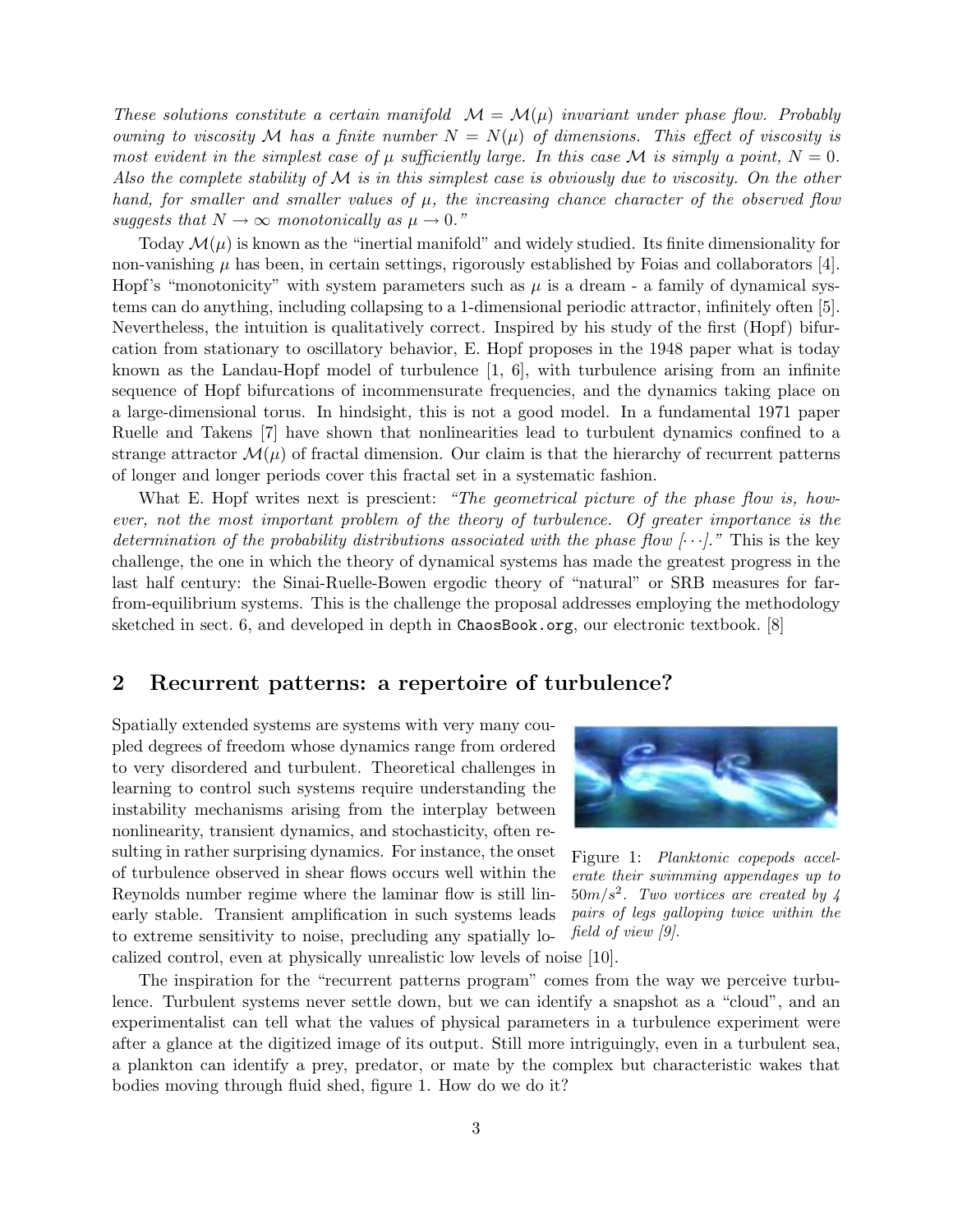*These solutions constitute a certain manifold $\mathcal{M} = \mathcal{M}(\mu)$ invariant under phase flow. Probably owning to viscosity $\mathcal{M}$ has a finite number $N = N(\mu)$ of dimensions. This effect of viscosity is most evident in the simplest case of $\mu$ sufficiently large. In this case $\mathcal{M}$ is simply a point, $N = 0$. Also the complete stability of $\mathcal{M}$ is in this simplest case is obviously due to viscosity. On the other hand, for smaller and smaller values of $\mu$, the increasing chance character of the observed flow suggests that $N \to \infty$ monotonically as $\mu \to 0$."*

Today $\mathcal{M}(\mu)$ is known as the "inertial manifold" and widely studied. Its finite dimensionality for non-vanishing $\mu$ has been, in certain settings, rigorously established by Foias and collaborators [4]. Hopf's "monotonicity" with system parameters such as $\mu$ is a dream - a family of dynamical systems can do anything, including collapsing to a 1-dimensional periodic attractor, infinitely often [5]. Nevertheless, the intuition is qualitatively correct. Inspired by his study of the first (Hopf) bifurcation from stationary to oscillatory behavior, E. Hopf proposes in the 1948 paper what is today known as the Landau-Hopf model of turbulence [1, 6], with turbulence arising from an infinite sequence of Hopf bifurcations of incommensurate frequencies, and the dynamics taking place on a large-dimensional torus. In hindsight, this is not a good model. In a fundamental 1971 paper Ruelle and Takens [7] have shown that nonlinearities lead to turbulent dynamics confined to a strange attractor $\mathcal{M}(\mu)$ of fractal dimension. Our claim is that the hierarchy of recurrent patterns of longer and longer periods cover this fractal set in a systematic fashion.

What E. Hopf writes next is prescient: *"The geometrical picture of the phase flow is, however, not the most important problem of the theory of turbulence. Of greater importance is the determination of the probability distributions associated with the phase flow [$\cdots$]."* This is the key challenge, the one in which the theory of dynamical systems has made the greatest progress in the last half century: the Sinai-Ruelle-Bowen ergodic theory of "natural" or SRB measures for far-from-equilibrium systems. This is the challenge the proposal addresses employing the methodology sketched in sect. 6, and developed in depth in `ChaosBook.org`, our electronic textbook. [8]

## 2 Recurrent patterns: a repertoire of turbulence?

Spatially extended systems are systems with very many coupled degrees of freedom whose dynamics range from ordered to very disordered and turbulent. Theoretical challenges in learning to control such systems require understanding the instability mechanisms arising from the interplay between nonlinearity, transient dynamics, and stochasticity, often resulting in rather surprising dynamics. For instance, the onset of turbulence observed in shear flows occurs well within the Reynolds number regime where the laminar flow is still linearly stable. Transient amplification in such systems leads to extreme sensitivity to noise, precluding any spatially localized control, even at physically unrealistic low levels of noise [10].

Figure 1: *Planktonic copepods accelerate their swimming appendages up to $50m/s^2$. Two vortices are created by 4 pairs of legs galloping twice within the field of view [9].*

The inspiration for the "recurrent patterns program" comes from the way we perceive turbulence. Turbulent systems never settle down, but we can identify a snapshot as a "cloud", and an experimentalist can tell what the values of physical parameters in a turbulence experiment were after a glance at the digitized image of its output. Still more intriguingly, even in a turbulent sea, a plankton can identify a prey, predator, or mate by the complex but characteristic wakes that bodies moving through fluid shed, figure 1. How do we do it?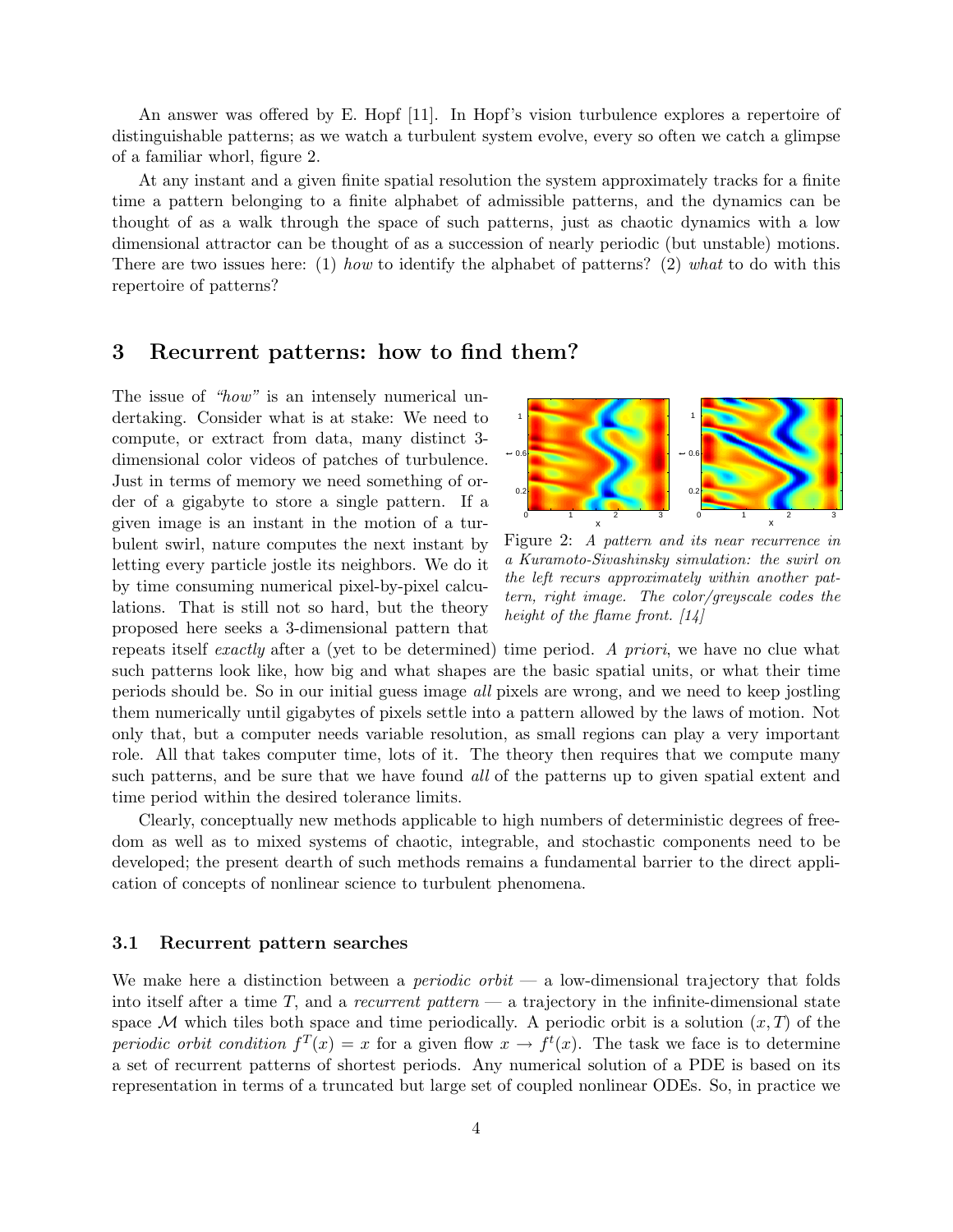An answer was offered by E. Hopf [11]. In Hopf's vision turbulence explores a repertoire of distinguishable patterns; as we watch a turbulent system evolve, every so often we catch a glimpse of a familiar whorl, figure 2.

At any instant and a given finite spatial resolution the system approximately tracks for a finite time a pattern belonging to a finite alphabet of admissible patterns, and the dynamics can be thought of as a walk through the space of such patterns, just as chaotic dynamics with a low dimensional attractor can be thought of as a succession of nearly periodic (but unstable) motions. There are two issues here: (1) *how* to identify the alphabet of patterns? (2) *what* to do with this repertoire of patterns?

## 3 Recurrent patterns: how to find them?

The issue of *"how"* is an intensely numerical undertaking. Consider what is at stake: We need to compute, or extract from data, many distinct 3-dimensional color videos of patches of turbulence. Just in terms of memory we need something of order of a gigabyte to store a single pattern. If a given image is an instant in the motion of a turbulent swirl, nature computes the next instant by letting every particle jostle its neighbors. We do it by time consuming numerical pixel-by-pixel calculations. That is still not so hard, but the theory proposed here seeks a 3-dimensional pattern that repeats itself *exactly* after a (yet to be determined) time period. *A priori*, we have no clue what such patterns look like, how big and what shapes are the basic spatial units, or what their time periods should be. So in our initial guess image *all* pixels are wrong, and we need to keep jostling them numerically until gigabytes of pixels settle into a pattern allowed by the laws of motion. Not only that, but a computer needs variable resolution, as small regions can play a very important role. All that takes computer time, lots of it. The theory then requires that we compute many such patterns, and be sure that we have found *all* of the patterns up to given spatial extent and time period within the desired tolerance limits.

Figure 2: *A pattern and its near recurrence in a Kuramoto-Sivashinsky simulation: the swirl on the left recurs approximately within another pattern, right image. The color/greyscale codes the height of the flame front. [14]*

Clearly, conceptually new methods applicable to high numbers of deterministic degrees of freedom as well as to mixed systems of chaotic, integrable, and stochastic components need to be developed; the present dearth of such methods remains a fundamental barrier to the direct application of concepts of nonlinear science to turbulent phenomena.

### 3.1 Recurrent pattern searches

We make here a distinction between a *periodic orbit* — a low-dimensional trajectory that folds into itself after a time $T$, and a *recurrent pattern* — a trajectory in the infinite-dimensional state space $\mathcal{M}$ which tiles both space and time periodically. A periodic orbit is a solution $(x, T)$ of the *periodic orbit condition* $f^T(x) = x$ for a given flow $x \to f^t(x)$. The task we face is to determine a set of recurrent patterns of shortest periods. Any numerical solution of a PDE is based on its representation in terms of a truncated but large set of coupled nonlinear ODEs. So, in practice we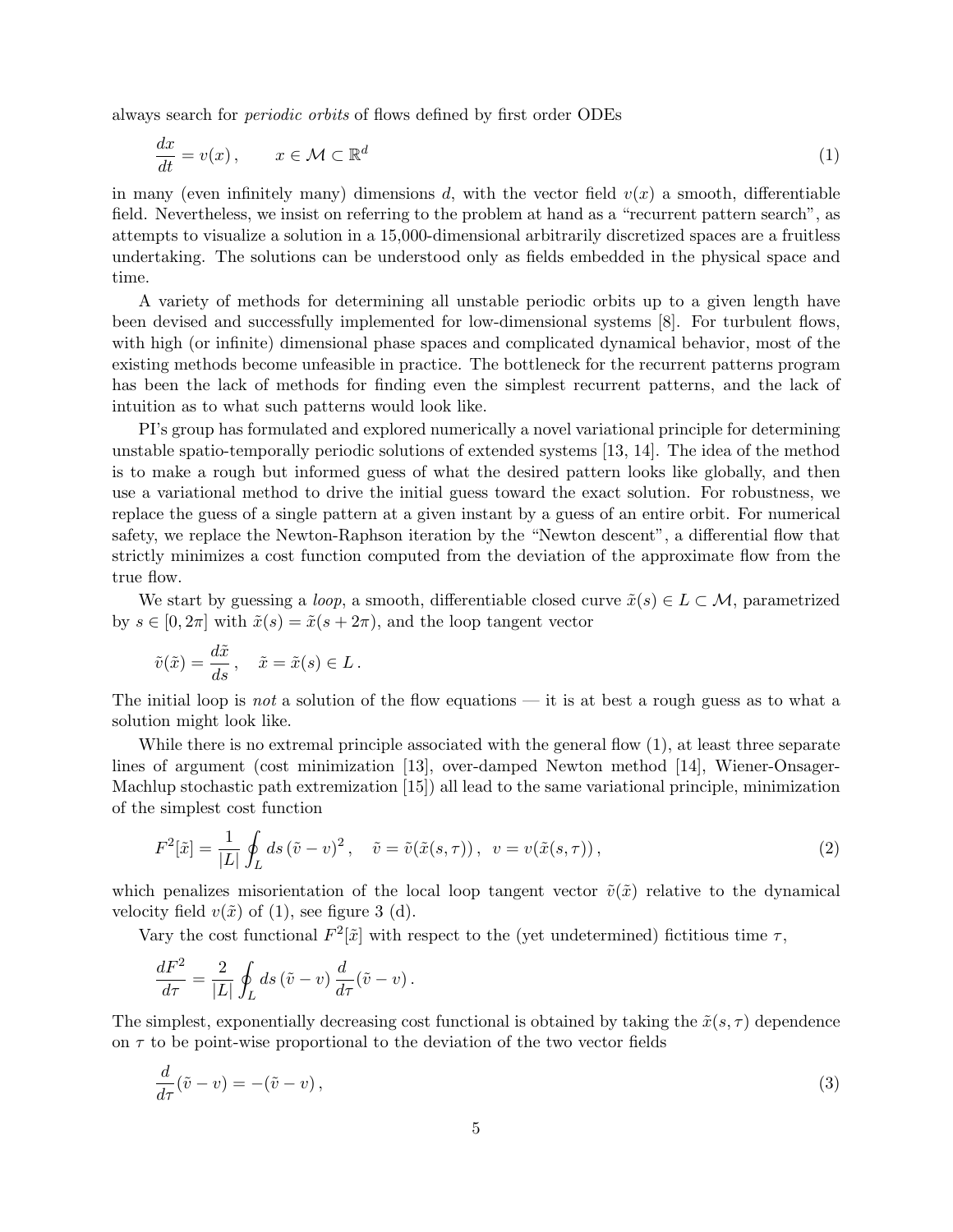always search for *periodic orbits* of flows defined by first order ODEs

$$\frac{dx}{dt} = v(x)\,, \qquad x \in \mathcal{M} \subset \mathbb{R}^d \tag{1}$$

in many (even infinitely many) dimensions $d$, with the vector field $v(x)$ a smooth, differentiable field. Nevertheless, we insist on referring to the problem at hand as a "recurrent pattern search", as attempts to visualize a solution in a 15,000-dimensional arbitrarily discretized spaces are a fruitless undertaking. The solutions can be understood only as fields embedded in the physical space and time.

A variety of methods for determining all unstable periodic orbits up to a given length have been devised and successfully implemented for low-dimensional systems [8]. For turbulent flows, with high (or infinite) dimensional phase spaces and complicated dynamical behavior, most of the existing methods become unfeasible in practice. The bottleneck for the recurrent patterns program has been the lack of methods for finding even the simplest recurrent patterns, and the lack of intuition as to what such patterns would look like.

PI's group has formulated and explored numerically a novel variational principle for determining unstable spatio-temporally periodic solutions of extended systems [13, 14]. The idea of the method is to make a rough but informed guess of what the desired pattern looks like globally, and then use a variational method to drive the initial guess toward the exact solution. For robustness, we replace the guess of a single pattern at a given instant by a guess of an entire orbit. For numerical safety, we replace the Newton-Raphson iteration by the "Newton descent", a differential flow that strictly minimizes a cost function computed from the deviation of the approximate flow from the true flow.

We start by guessing a *loop*, a smooth, differentiable closed curve $\tilde{x}(s) \in L \subset \mathcal{M}$, parametrized by $s \in [0, 2\pi]$ with $\tilde{x}(s) = \tilde{x}(s + 2\pi)$, and the loop tangent vector

$$\tilde{v}(\tilde{x}) = \frac{d\tilde{x}}{ds}\,, \quad \tilde{x} = \tilde{x}(s) \in L\,.$$

The initial loop is *not* a solution of the flow equations — it is at best a rough guess as to what a solution might look like.

While there is no extremal principle associated with the general flow (1), at least three separate lines of argument (cost minimization [13], over-damped Newton method [14], Wiener-Onsager-Machlup stochastic path extremization [15]) all lead to the same variational principle, minimization of the simplest cost function

$$F^2[\tilde{x}] = \frac{1}{|L|} \oint_L ds\, (\tilde{v} - v)^2\,, \quad \tilde{v} = \tilde{v}(\tilde{x}(s, \tau))\,,\ \ v = v(\tilde{x}(s, \tau))\,, \tag{2}$$

which penalizes misorientation of the local loop tangent vector $\tilde{v}(\tilde{x})$ relative to the dynamical velocity field $v(\tilde{x})$ of (1), see figure 3 (d).

Vary the cost functional $F^2[\tilde{x}]$ with respect to the (yet undetermined) fictitious time $\tau$,

$$\frac{dF^2}{d\tau} = \frac{2}{|L|} \oint_L ds\, (\tilde{v} - v)\, \frac{d}{d\tau}(\tilde{v} - v)\,.$$

The simplest, exponentially decreasing cost functional is obtained by taking the $\tilde{x}(s, \tau)$ dependence on $\tau$ to be point-wise proportional to the deviation of the two vector fields

$$\frac{d}{d\tau}(\tilde{v} - v) = -(\tilde{v} - v)\,, \tag{3}$$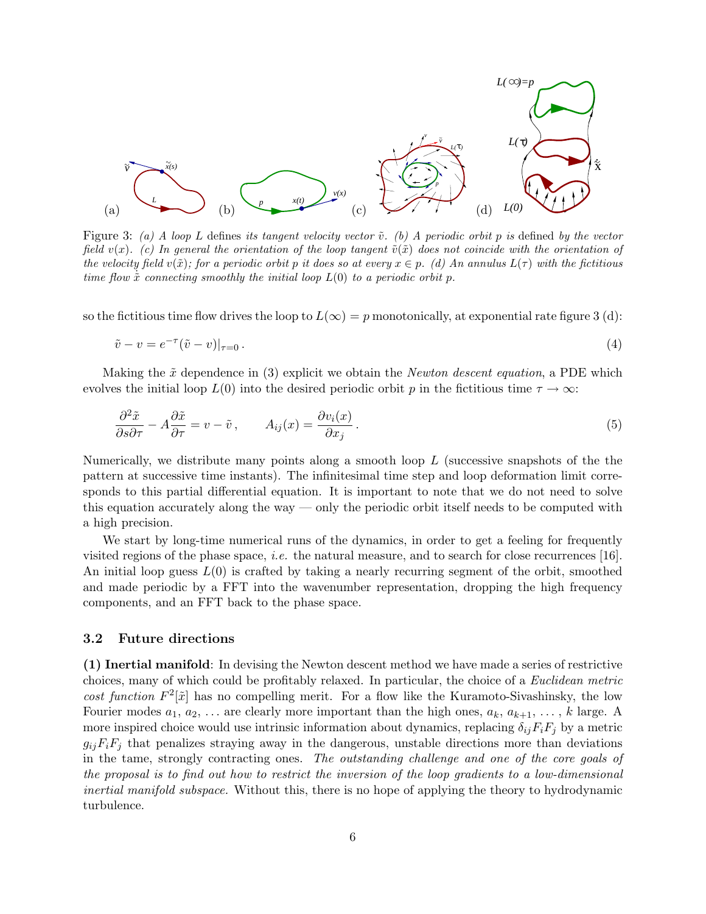Figure 3: *(a) A loop $L$ defines its tangent velocity vector $\tilde{v}$. (b) A periodic orbit $p$ is defined by the vector field $v(x)$. (c) In general the orientation of the loop tangent $\tilde{v}(\tilde{x})$ does not coincide with the orientation of the velocity field $v(\tilde{x})$; for a periodic orbit $p$ it does so at every $x \in p$. (d) An annulus $L(\tau)$ with the fictitious time flow $\dot{\tilde{x}}$ connecting smoothly the initial loop $L(0)$ to a periodic orbit $p$.*

so the fictitious time flow drives the loop to $L(\infty) = p$ monotonically, at exponential rate figure 3 (d):

$$\tilde{v} - v = e^{-\tau}(\tilde{v} - v)|_{\tau=0} . \tag{4}$$

Making the $\tilde{x}$ dependence in (3) explicit we obtain the *Newton descent equation*, a PDE which evolves the initial loop $L(0)$ into the desired periodic orbit $p$ in the fictitious time $\tau \to \infty$:

$$\frac{\partial^2 \tilde{x}}{\partial s \partial \tau} - A \frac{\partial \tilde{x}}{\partial \tau} = v - \tilde{v} , \qquad A_{ij}(x) = \frac{\partial v_i(x)}{\partial x_j} . \tag{5}$$

Numerically, we distribute many points along a smooth loop $L$ (successive snapshots of the the pattern at successive time instants). The infinitesimal time step and loop deformation limit corresponds to this partial differential equation. It is important to note that we do not need to solve this equation accurately along the way — only the periodic orbit itself needs to be computed with a high precision.

We start by long-time numerical runs of the dynamics, in order to get a feeling for frequently visited regions of the phase space, *i.e.* the natural measure, and to search for close recurrences [16]. An initial loop guess $L(0)$ is crafted by taking a nearly recurring segment of the orbit, smoothed and made periodic by a FFT into the wavenumber representation, dropping the high frequency components, and an FFT back to the phase space.

### 3.2 Future directions

**(1) Inertial manifold**: In devising the Newton descent method we have made a series of restrictive choices, many of which could be profitably relaxed. In particular, the choice of a *Euclidean metric cost function* $F^2[\tilde{x}]$ has no compelling merit. For a flow like the Kuramoto-Sivashinsky, the low Fourier modes $a_1$, $a_2$, ... are clearly more important than the high ones, $a_k$, $a_{k+1}$, ... , $k$ large. A more inspired choice would use intrinsic information about dynamics, replacing $\delta_{ij} F_i F_j$ by a metric $g_{ij} F_i F_j$ that penalizes straying away in the dangerous, unstable directions more than deviations in the tame, strongly contracting ones. *The outstanding challenge and one of the core goals of the proposal is to find out how to restrict the inversion of the loop gradients to a low-dimensional inertial manifold subspace.* Without this, there is no hope of applying the theory to hydrodynamic turbulence.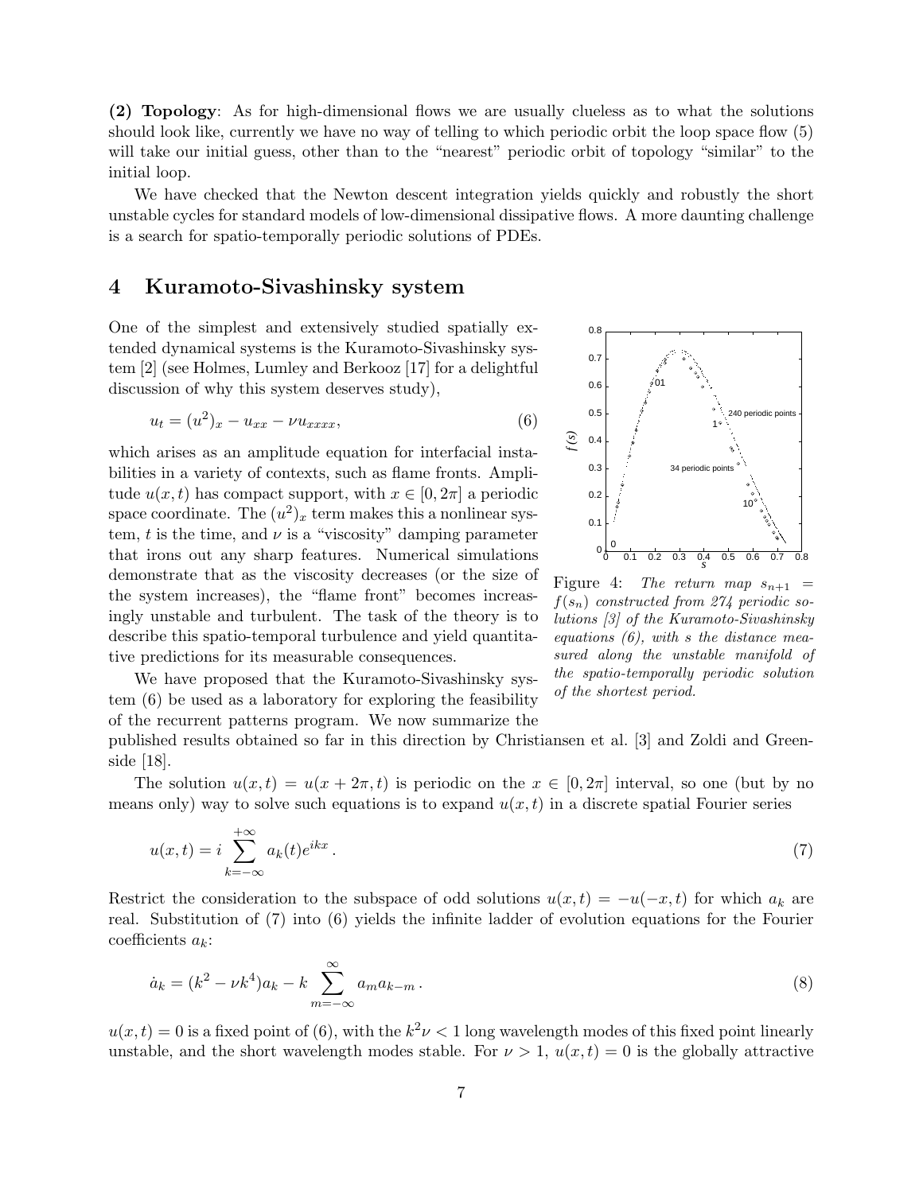**(2) Topology**: As for high-dimensional flows we are usually clueless as to what the solutions should look like, currently we have no way of telling to which periodic orbit the loop space flow (5) will take our initial guess, other than to the "nearest" periodic orbit of topology "similar" to the initial loop.

We have checked that the Newton descent integration yields quickly and robustly the short unstable cycles for standard models of low-dimensional dissipative flows. A more daunting challenge is a search for spatio-temporally periodic solutions of PDEs.

## 4 Kuramoto-Sivashinsky system

One of the simplest and extensively studied spatially extended dynamical systems is the Kuramoto-Sivashinsky system [2] (see Holmes, Lumley and Berkooz [17] for a delightful discussion of why this system deserves study),

$$u_t = (u^2)_x - u_{xx} - \nu u_{xxxx}, \tag{6}$$

which arises as an amplitude equation for interfacial instabilities in a variety of contexts, such as flame fronts. Amplitude $u(x,t)$ has compact support, with $x \in [0, 2\pi]$ a periodic space coordinate. The $(u^2)_x$ term makes this a nonlinear system, $t$ is the time, and $\nu$ is a "viscosity" damping parameter that irons out any sharp features. Numerical simulations demonstrate that as the viscosity decreases (or the size of the system increases), the "flame front" becomes increasingly unstable and turbulent. The task of the theory is to describe this spatio-temporal turbulence and yield quantitative predictions for its measurable consequences.

We have proposed that the Kuramoto-Sivashinsky system (6) be used as a laboratory for exploring the feasibility of the recurrent patterns program. We now summarize the published results obtained so far in this direction by Christiansen et al. [3] and Zoldi and Greenside [18].

Figure 4: *The return map $s_{n+1} = f(s_n)$ constructed from 274 periodic solutions [3] of the Kuramoto-Sivashinsky equations (6), with s the distance measured along the unstable manifold of the spatio-temporally periodic solution of the shortest period.*

The solution $u(x,t) = u(x + 2\pi, t)$ is periodic on the $x \in [0, 2\pi]$ interval, so one (but by no means only) way to solve such equations is to expand $u(x,t)$ in a discrete spatial Fourier series

$$u(x,t) = i \sum_{k=-\infty}^{+\infty} a_k(t) e^{ikx} \,. \tag{7}$$

Restrict the consideration to the subspace of odd solutions $u(x,t) = -u(-x,t)$ for which $a_k$ are real. Substitution of (7) into (6) yields the infinite ladder of evolution equations for the Fourier coefficients $a_k$:

$$\dot{a}_k = (k^2 - \nu k^4) a_k - k \sum_{m=-\infty}^{\infty} a_m a_{k-m} \,. \tag{8}$$

$u(x,t) = 0$ is a fixed point of (6), with the $k^2\nu < 1$ long wavelength modes of this fixed point linearly unstable, and the short wavelength modes stable. For $\nu > 1$, $u(x,t) = 0$ is the globally attractive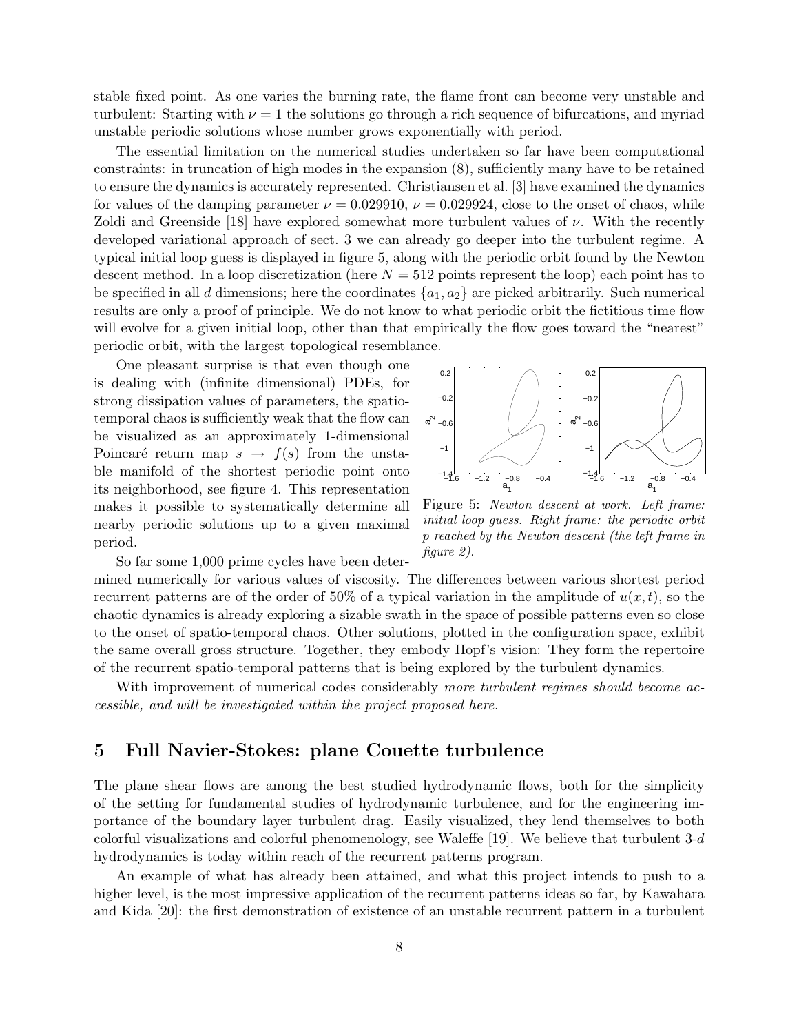stable fixed point. As one varies the burning rate, the flame front can become very unstable and turbulent: Starting with $\nu = 1$ the solutions go through a rich sequence of bifurcations, and myriad unstable periodic solutions whose number grows exponentially with period.

The essential limitation on the numerical studies undertaken so far have been computational constraints: in truncation of high modes in the expansion (8), sufficiently many have to be retained to ensure the dynamics is accurately represented. Christiansen et al. [3] have examined the dynamics for values of the damping parameter $\nu = 0.029910$, $\nu = 0.029924$, close to the onset of chaos, while Zoldi and Greenside [18] have explored somewhat more turbulent values of $\nu$. With the recently developed variational approach of sect. 3 we can already go deeper into the turbulent regime. A typical initial loop guess is displayed in figure 5, along with the periodic orbit found by the Newton descent method. In a loop discretization (here $N = 512$ points represent the loop) each point has to be specified in all $d$ dimensions; here the coordinates $\{a_1, a_2\}$ are picked arbitrarily. Such numerical results are only a proof of principle. We do not know to what periodic orbit the fictitious time flow will evolve for a given initial loop, other than that empirically the flow goes toward the "nearest" periodic orbit, with the largest topological resemblance.

One pleasant surprise is that even though one is dealing with (infinite dimensional) PDEs, for strong dissipation values of parameters, the spatio-temporal chaos is sufficiently weak that the flow can be visualized as an approximately 1-dimensional Poincaré return map $s \to f(s)$ from the unstable manifold of the shortest periodic point onto its neighborhood, see figure 4. This representation makes it possible to systematically determine all nearby periodic solutions up to a given maximal period.

Figure 5: *Newton descent at work. Left frame: initial loop guess. Right frame: the periodic orbit p reached by the Newton descent (the left frame in figure 2).*

So far some 1,000 prime cycles have been determined numerically for various values of viscosity. The differences between various shortest period recurrent patterns are of the order of 50% of a typical variation in the amplitude of $u(x, t)$, so the chaotic dynamics is already exploring a sizable swath in the space of possible patterns even so close to the onset of spatio-temporal chaos. Other solutions, plotted in the configuration space, exhibit the same overall gross structure. Together, they embody Hopf's vision: They form the repertoire of the recurrent spatio-temporal patterns that is being explored by the turbulent dynamics.

With improvement of numerical codes considerably *more turbulent regimes should become accessible, and will be investigated within the project proposed here.*

## 5 Full Navier-Stokes: plane Couette turbulence

The plane shear flows are among the best studied hydrodynamic flows, both for the simplicity of the setting for fundamental studies of hydrodynamic turbulence, and for the engineering importance of the boundary layer turbulent drag. Easily visualized, they lend themselves to both colorful visualizations and colorful phenomenology, see Waleffe [19]. We believe that turbulent 3-$d$ hydrodynamics is today within reach of the recurrent patterns program.

An example of what has already been attained, and what this project intends to push to a higher level, is the most impressive application of the recurrent patterns ideas so far, by Kawahara and Kida [20]: the first demonstration of existence of an unstable recurrent pattern in a turbulent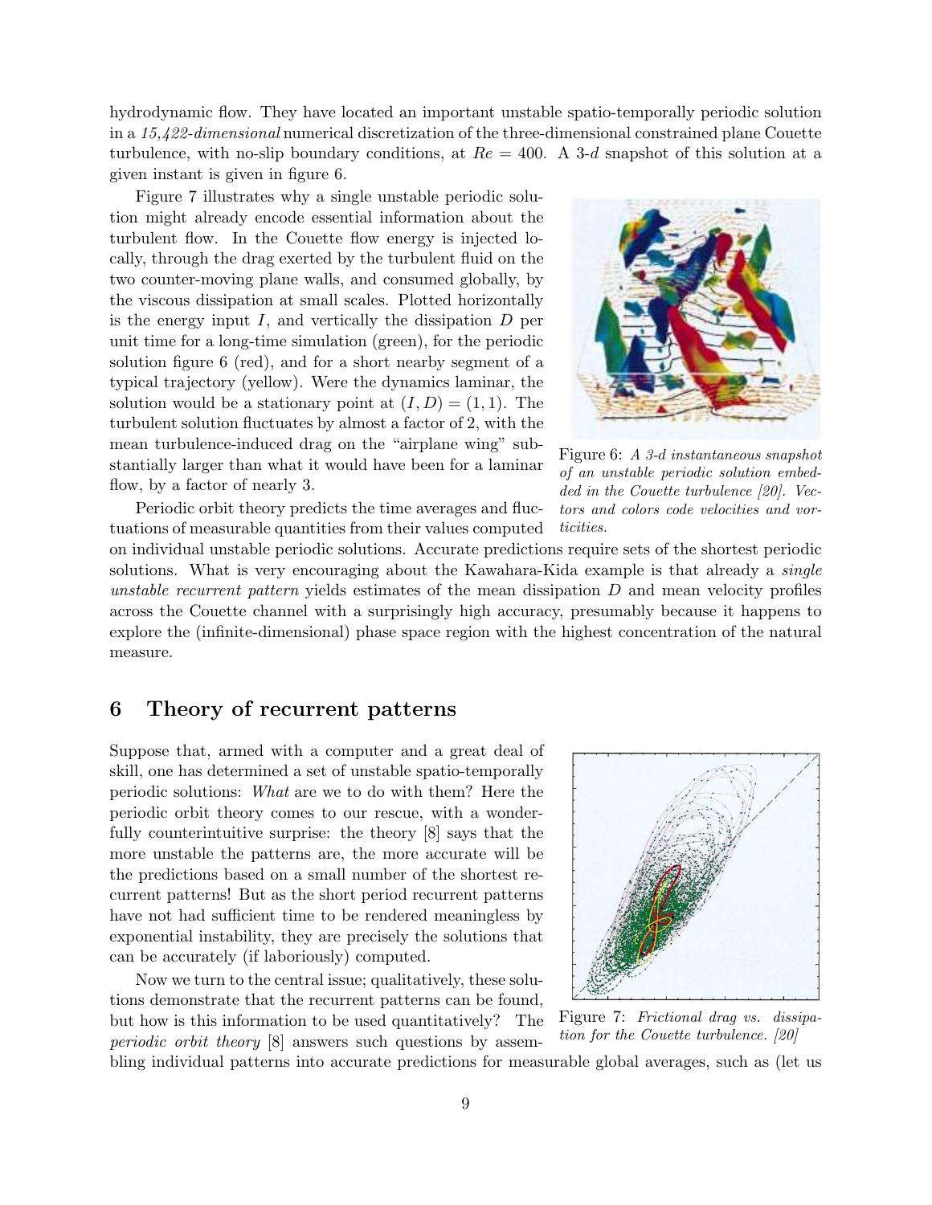hydrodynamic flow. They have located an important unstable spatio-temporally periodic solution in a *15,422-dimensional* numerical discretization of the three-dimensional constrained plane Couette turbulence, with no-slip boundary conditions, at $Re = 400$. A 3-*d* snapshot of this solution at a given instant is given in figure 6.

Figure 7 illustrates why a single unstable periodic solution might already encode essential information about the turbulent flow. In the Couette flow energy is injected locally, through the drag exerted by the turbulent fluid on the two counter-moving plane walls, and consumed globally, by the viscous dissipation at small scales. Plotted horizontally is the energy input $I$, and vertically the dissipation $D$ per unit time for a long-time simulation (green), for the periodic solution figure 6 (red), and for a short nearby segment of a typical trajectory (yellow). Were the dynamics laminar, the solution would be a stationary point at $(I, D) = (1, 1)$. The turbulent solution fluctuates by almost a factor of 2, with the mean turbulence-induced drag on the "airplane wing" substantially larger than what it would have been for a laminar flow, by a factor of nearly 3.

Figure 6: *A 3-d instantaneous snapshot of an unstable periodic solution embedded in the Couette turbulence [20]. Vectors and colors code velocities and vorticities.*

Periodic orbit theory predicts the time averages and fluctuations of measurable quantities from their values computed on individual unstable periodic solutions. Accurate predictions require sets of the shortest periodic solutions. What is very encouraging about the Kawahara-Kida example is that already a *single unstable recurrent pattern* yields estimates of the mean dissipation $D$ and mean velocity profiles across the Couette channel with a surprisingly high accuracy, presumably because it happens to explore the (infinite-dimensional) phase space region with the highest concentration of the natural measure.

## 6 Theory of recurrent patterns

Suppose that, armed with a computer and a great deal of skill, one has determined a set of unstable spatio-temporally periodic solutions: *What* are we to do with them? Here the periodic orbit theory comes to our rescue, with a wonderfully counterintuitive surprise: the theory [8] says that the more unstable the patterns are, the more accurate will be the predictions based on a small number of the shortest recurrent patterns! But as the short period recurrent patterns have not had sufficient time to be rendered meaningless by exponential instability, they are precisely the solutions that can be accurately (if laboriously) computed.

Now we turn to the central issue; qualitatively, these solutions demonstrate that the recurrent patterns can be found, but how is this information to be used quantitatively? The *periodic orbit theory* [8] answers such questions by assembling individual patterns into accurate predictions for measurable global averages, such as (let us

Figure 7: *Frictional drag vs. dissipation for the Couette turbulence. [20]*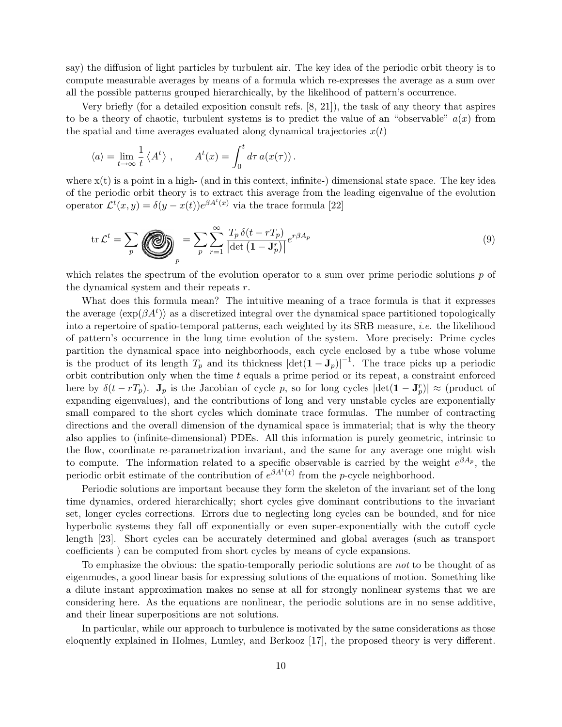say) the diffusion of light particles by turbulent air. The key idea of the periodic orbit theory is to compute measurable averages by means of a formula which re-expresses the average as a sum over all the possible patterns grouped hierarchically, by the likelihood of pattern's occurrence.

Very briefly (for a detailed exposition consult refs. [8, 21]), the task of any theory that aspires to be a theory of chaotic, turbulent systems is to predict the value of an "observable" $a(x)$ from the spatial and time averages evaluated along dynamical trajectories $x(t)$

$$\langle a \rangle = \lim_{t\to\infty} \frac{1}{t} \left\langle A^t \right\rangle , \qquad A^t(x) = \int_0^t d\tau \, a(x(\tau)) \, .$$

where x(t) is a point in a high- (and in this context, infinite-) dimensional state space. The key idea of the periodic orbit theory is to extract this average from the leading eigenvalue of the evolution operator $\mathcal{L}^t(x,y) = \delta(y - x(t)) e^{\beta A^t(x)}$ via the trace formula [22]

$$\mathrm{tr}\, \mathcal{L}^t = \sum_p \quad = \sum_p \sum_{r=1}^{\infty} \frac{T_p \, \delta(t - rT_p)}{\left|\det\left(\mathbf{1} - \mathbf{J}_p^r\right)\right|} e^{r\beta A_p} \tag{9}$$

which relates the spectrum of the evolution operator to a sum over prime periodic solutions $p$ of the dynamical system and their repeats $r$.

What does this formula mean? The intuitive meaning of a trace formula is that it expresses the average $\langle \exp(\beta A^t) \rangle$ as a discretized integral over the dynamical space partitioned topologically into a repertoire of spatio-temporal patterns, each weighted by its SRB measure, *i.e.* the likelihood of pattern's occurrence in the long time evolution of the system. More precisely: Prime cycles partition the dynamical space into neighborhoods, each cycle enclosed by a tube whose volume is the product of its length $T_p$ and its thickness $|\det(\mathbf{1} - \mathbf{J}_p)|^{-1}$. The trace picks up a periodic orbit contribution only when the time $t$ equals a prime period or its repeat, a constraint enforced here by $\delta(t - rT_p)$. $\mathbf{J}_p$ is the Jacobian of cycle $p$, so for long cycles $|\det(\mathbf{1} - \mathbf{J}_p^r)| \approx$ (product of expanding eigenvalues), and the contributions of long and very unstable cycles are exponentially small compared to the short cycles which dominate trace formulas. The number of contracting directions and the overall dimension of the dynamical space is immaterial; that is why the theory also applies to (infinite-dimensional) PDEs. All this information is purely geometric, intrinsic to the flow, coordinate re-parametrization invariant, and the same for any average one might wish to compute. The information related to a specific observable is carried by the weight $e^{\beta A_p}$, the periodic orbit estimate of the contribution of $e^{\beta A^t(x)}$ from the $p$-cycle neighborhood.

Periodic solutions are important because they form the skeleton of the invariant set of the long time dynamics, ordered hierarchically; short cycles give dominant contributions to the invariant set, longer cycles corrections. Errors due to neglecting long cycles can be bounded, and for nice hyperbolic systems they fall off exponentially or even super-exponentially with the cutoff cycle length [23]. Short cycles can be accurately determined and global averages (such as transport coefficients ) can be computed from short cycles by means of cycle expansions.

To emphasize the obvious: the spatio-temporally periodic solutions are *not* to be thought of as eigenmodes, a good linear basis for expressing solutions of the equations of motion. Something like a dilute instant approximation makes no sense at all for strongly nonlinear systems that we are considering here. As the equations are nonlinear, the periodic solutions are in no sense additive, and their linear superpositions are not solutions.

In particular, while our approach to turbulence is motivated by the same considerations as those eloquently explained in Holmes, Lumley, and Berkooz [17], the proposed theory is very different.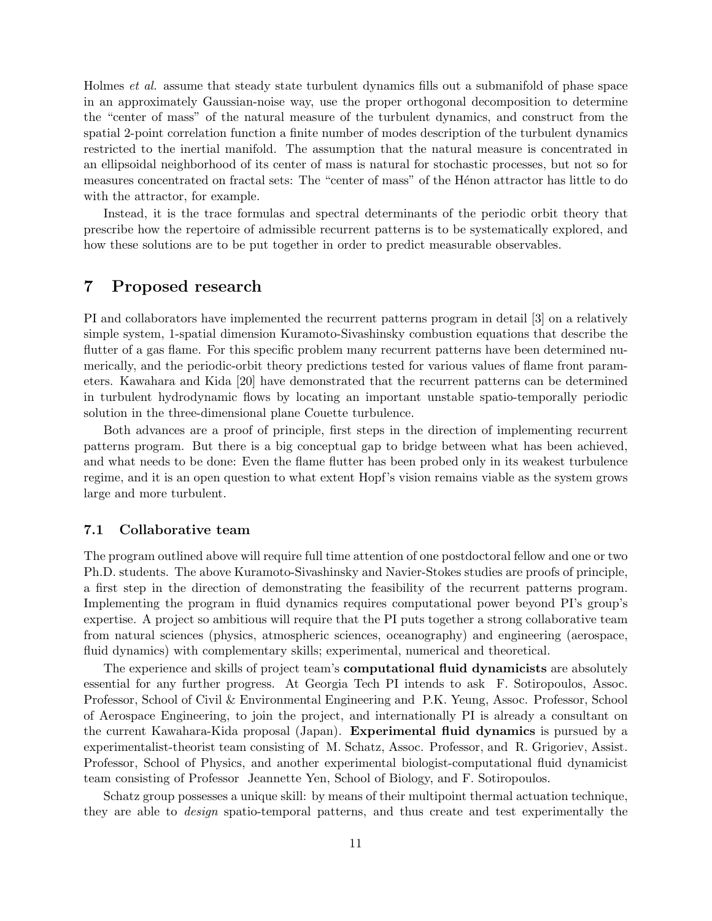Holmes *et al.* assume that steady state turbulent dynamics fills out a submanifold of phase space in an approximately Gaussian-noise way, use the proper orthogonal decomposition to determine the "center of mass" of the natural measure of the turbulent dynamics, and construct from the spatial 2-point correlation function a finite number of modes description of the turbulent dynamics restricted to the inertial manifold. The assumption that the natural measure is concentrated in an ellipsoidal neighborhood of its center of mass is natural for stochastic processes, but not so for measures concentrated on fractal sets: The "center of mass" of the Hénon attractor has little to do with the attractor, for example.

Instead, it is the trace formulas and spectral determinants of the periodic orbit theory that prescribe how the repertoire of admissible recurrent patterns is to be systematically explored, and how these solutions are to be put together in order to predict measurable observables.

## 7 Proposed research

PI and collaborators have implemented the recurrent patterns program in detail [3] on a relatively simple system, 1-spatial dimension Kuramoto-Sivashinsky combustion equations that describe the flutter of a gas flame. For this specific problem many recurrent patterns have been determined numerically, and the periodic-orbit theory predictions tested for various values of flame front parameters. Kawahara and Kida [20] have demonstrated that the recurrent patterns can be determined in turbulent hydrodynamic flows by locating an important unstable spatio-temporally periodic solution in the three-dimensional plane Couette turbulence.

Both advances are a proof of principle, first steps in the direction of implementing recurrent patterns program. But there is a big conceptual gap to bridge between what has been achieved, and what needs to be done: Even the flame flutter has been probed only in its weakest turbulence regime, and it is an open question to what extent Hopf's vision remains viable as the system grows large and more turbulent.

### 7.1 Collaborative team

The program outlined above will require full time attention of one postdoctoral fellow and one or two Ph.D. students. The above Kuramoto-Sivashinsky and Navier-Stokes studies are proofs of principle, a first step in the direction of demonstrating the feasibility of the recurrent patterns program. Implementing the program in fluid dynamics requires computational power beyond PI's group's expertise. A project so ambitious will require that the PI puts together a strong collaborative team from natural sciences (physics, atmospheric sciences, oceanography) and engineering (aerospace, fluid dynamics) with complementary skills; experimental, numerical and theoretical.

The experience and skills of project team's **computational fluid dynamicists** are absolutely essential for any further progress. At Georgia Tech PI intends to ask F. Sotiropoulos, Assoc. Professor, School of Civil & Environmental Engineering and P.K. Yeung, Assoc. Professor, School of Aerospace Engineering, to join the project, and internationally PI is already a consultant on the current Kawahara-Kida proposal (Japan). **Experimental fluid dynamics** is pursued by a experimentalist-theorist team consisting of M. Schatz, Assoc. Professor, and R. Grigoriev, Assist. Professor, School of Physics, and another experimental biologist-computational fluid dynamicist team consisting of Professor Jeannette Yen, School of Biology, and F. Sotiropoulos.

Schatz group possesses a unique skill: by means of their multipoint thermal actuation technique, they are able to *design* spatio-temporal patterns, and thus create and test experimentally the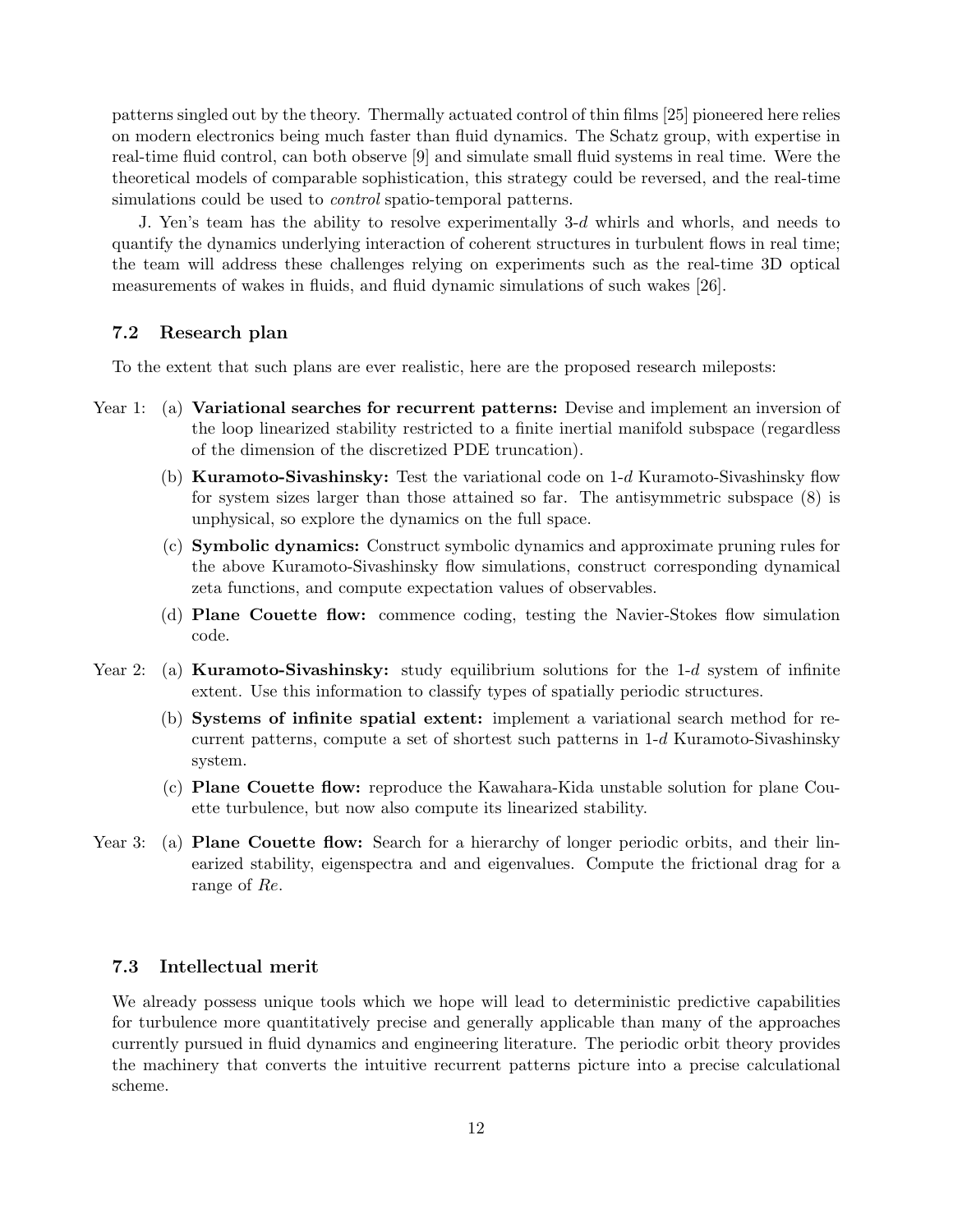patterns singled out by the theory. Thermally actuated control of thin films [25] pioneered here relies on modern electronics being much faster than fluid dynamics. The Schatz group, with expertise in real-time fluid control, can both observe [9] and simulate small fluid systems in real time. Were the theoretical models of comparable sophistication, this strategy could be reversed, and the real-time simulations could be used to *control* spatio-temporal patterns.

J. Yen's team has the ability to resolve experimentally 3-$d$ whirls and whorls, and needs to quantify the dynamics underlying interaction of coherent structures in turbulent flows in real time; the team will address these challenges relying on experiments such as the real-time 3D optical measurements of wakes in fluids, and fluid dynamic simulations of such wakes [26].

### 7.2 Research plan

To the extent that such plans are ever realistic, here are the proposed research mileposts:

Year 1:

- (a) **Variational searches for recurrent patterns:** Devise and implement an inversion of the loop linearized stability restricted to a finite inertial manifold subspace (regardless of the dimension of the discretized PDE truncation).
- (b) **Kuramoto-Sivashinsky:** Test the variational code on 1-$d$ Kuramoto-Sivashinsky flow for system sizes larger than those attained so far. The antisymmetric subspace (8) is unphysical, so explore the dynamics on the full space.
- (c) **Symbolic dynamics:** Construct symbolic dynamics and approximate pruning rules for the above Kuramoto-Sivashinsky flow simulations, construct corresponding dynamical zeta functions, and compute expectation values of observables.
- (d) **Plane Couette flow:** commence coding, testing the Navier-Stokes flow simulation code.

Year 2:

- (a) **Kuramoto-Sivashinsky:** study equilibrium solutions for the 1-$d$ system of infinite extent. Use this information to classify types of spatially periodic structures.
- (b) **Systems of infinite spatial extent:** implement a variational search method for recurrent patterns, compute a set of shortest such patterns in 1-$d$ Kuramoto-Sivashinsky system.
- (c) **Plane Couette flow:** reproduce the Kawahara-Kida unstable solution for plane Couette turbulence, but now also compute its linearized stability.

Year 3:

- (a) **Plane Couette flow:** Search for a hierarchy of longer periodic orbits, and their linearized stability, eigenspectra and and eigenvalues. Compute the frictional drag for a range of $Re$.

### 7.3 Intellectual merit

We already possess unique tools which we hope will lead to deterministic predictive capabilities for turbulence more quantitatively precise and generally applicable than many of the approaches currently pursued in fluid dynamics and engineering literature. The periodic orbit theory provides the machinery that converts the intuitive recurrent patterns picture into a precise calculational scheme.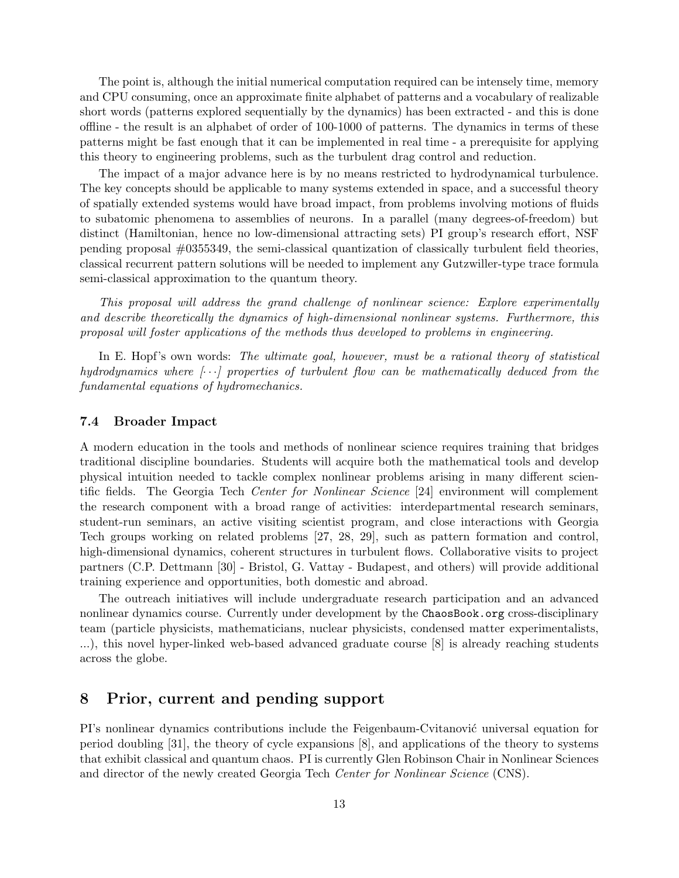The point is, although the initial numerical computation required can be intensely time, memory and CPU consuming, once an approximate finite alphabet of patterns and a vocabulary of realizable short words (patterns explored sequentially by the dynamics) has been extracted - and this is done offline - the result is an alphabet of order of 100-1000 of patterns. The dynamics in terms of these patterns might be fast enough that it can be implemented in real time - a prerequisite for applying this theory to engineering problems, such as the turbulent drag control and reduction.

The impact of a major advance here is by no means restricted to hydrodynamical turbulence. The key concepts should be applicable to many systems extended in space, and a successful theory of spatially extended systems would have broad impact, from problems involving motions of fluids to subatomic phenomena to assemblies of neurons. In a parallel (many degrees-of-freedom) but distinct (Hamiltonian, hence no low-dimensional attracting sets) PI group's research effort, NSF pending proposal #0355349, the semi-classical quantization of classically turbulent field theories, classical recurrent pattern solutions will be needed to implement any Gutzwiller-type trace formula semi-classical approximation to the quantum theory.

*This proposal will address the grand challenge of nonlinear science: Explore experimentally and describe theoretically the dynamics of high-dimensional nonlinear systems. Furthermore, this proposal will foster applications of the methods thus developed to problems in engineering.*

In E. Hopf's own words: *The ultimate goal, however, must be a rational theory of statistical hydrodynamics where [$\cdots$] properties of turbulent flow can be mathematically deduced from the fundamental equations of hydromechanics.*

### 7.4 Broader Impact

A modern education in the tools and methods of nonlinear science requires training that bridges traditional discipline boundaries. Students will acquire both the mathematical tools and develop physical intuition needed to tackle complex nonlinear problems arising in many different scientific fields. The Georgia Tech *Center for Nonlinear Science* [24] environment will complement the research component with a broad range of activities: interdepartmental research seminars, student-run seminars, an active visiting scientist program, and close interactions with Georgia Tech groups working on related problems [27, 28, 29], such as pattern formation and control, high-dimensional dynamics, coherent structures in turbulent flows. Collaborative visits to project partners (C.P. Dettmann [30] - Bristol, G. Vattay - Budapest, and others) will provide additional training experience and opportunities, both domestic and abroad.

The outreach initiatives will include undergraduate research participation and an advanced nonlinear dynamics course. Currently under development by the `ChaosBook.org` cross-disciplinary team (particle physicists, mathematicians, nuclear physicists, condensed matter experimentalists, ...), this novel hyper-linked web-based advanced graduate course [8] is already reaching students across the globe.

## 8 Prior, current and pending support

PI's nonlinear dynamics contributions include the Feigenbaum-Cvitanović universal equation for period doubling [31], the theory of cycle expansions [8], and applications of the theory to systems that exhibit classical and quantum chaos. PI is currently Glen Robinson Chair in Nonlinear Sciences and director of the newly created Georgia Tech *Center for Nonlinear Science* (CNS).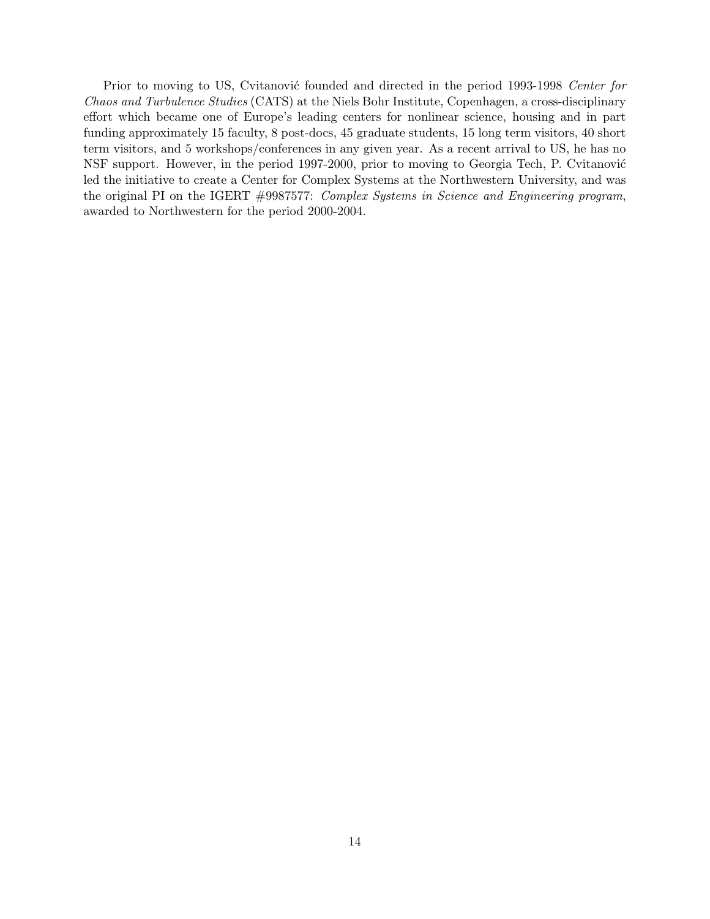Prior to moving to US, Cvitanović founded and directed in the period 1993-1998 *Center for Chaos and Turbulence Studies* (CATS) at the Niels Bohr Institute, Copenhagen, a cross-disciplinary effort which became one of Europe's leading centers for nonlinear science, housing and in part funding approximately 15 faculty, 8 post-docs, 45 graduate students, 15 long term visitors, 40 short term visitors, and 5 workshops/conferences in any given year. As a recent arrival to US, he has no NSF support. However, in the period 1997-2000, prior to moving to Georgia Tech, P. Cvitanović led the initiative to create a Center for Complex Systems at the Northwestern University, and was the original PI on the IGERT #9987577: *Complex Systems in Science and Engineering program*, awarded to Northwestern for the period 2000-2004.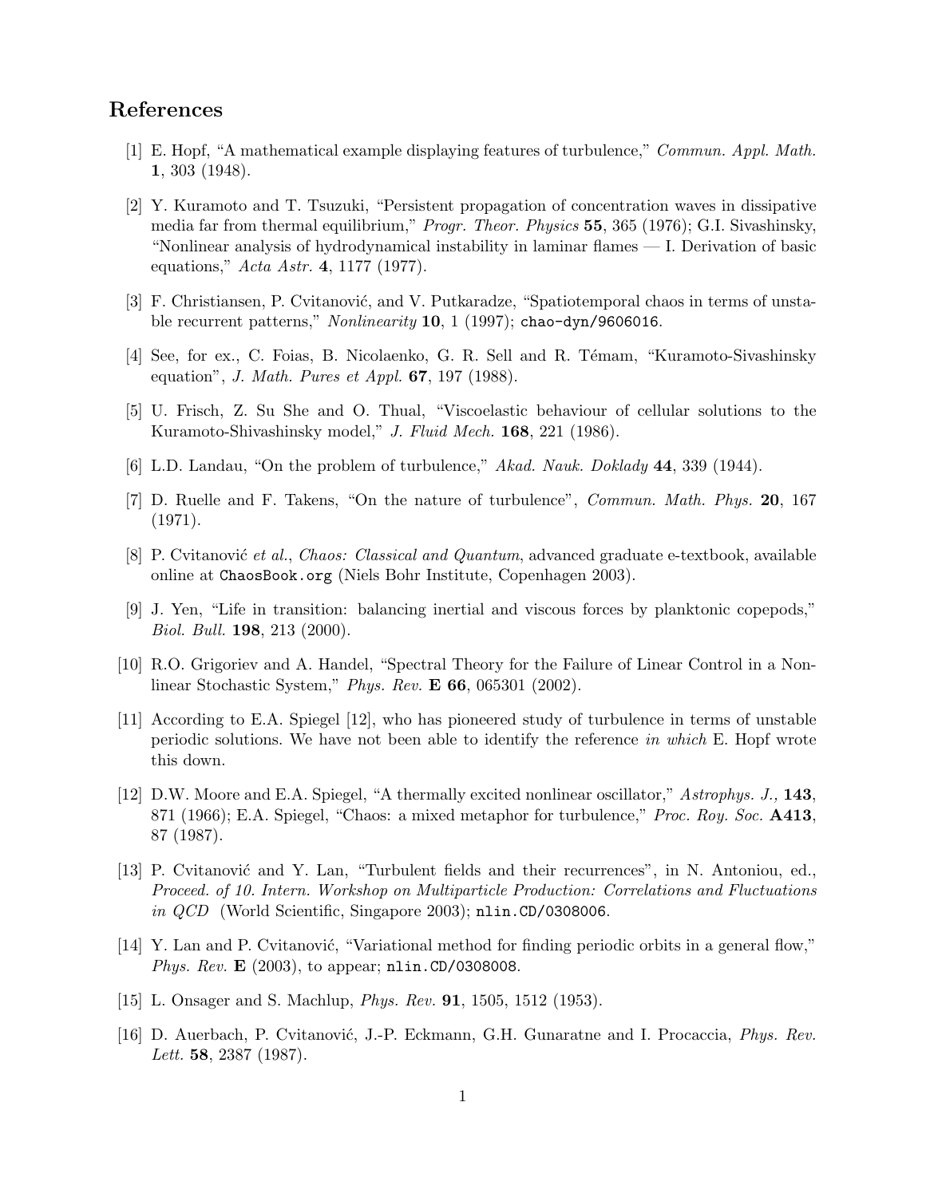## References

[1] E. Hopf, "A mathematical example displaying features of turbulence," *Commun. Appl. Math.* **1**, 303 (1948).

[2] Y. Kuramoto and T. Tsuzuki, "Persistent propagation of concentration waves in dissipative media far from thermal equilibrium," *Progr. Theor. Physics* **55**, 365 (1976); G.I. Sivashinsky, "Nonlinear analysis of hydrodynamical instability in laminar flames — I. Derivation of basic equations," *Acta Astr.* **4**, 1177 (1977).

[3] F. Christiansen, P. Cvitanović, and V. Putkaradze, "Spatiotemporal chaos in terms of unstable recurrent patterns," *Nonlinearity* **10**, 1 (1997); `chao-dyn/9606016`.

[4] See, for ex., C. Foias, B. Nicolaenko, G. R. Sell and R. Témam, "Kuramoto-Sivashinsky equation", *J. Math. Pures et Appl.* **67**, 197 (1988).

[5] U. Frisch, Z. Su She and O. Thual, "Viscoelastic behaviour of cellular solutions to the Kuramoto-Shivashinsky model," *J. Fluid Mech.* **168**, 221 (1986).

[6] L.D. Landau, "On the problem of turbulence," *Akad. Nauk. Doklady* **44**, 339 (1944).

[7] D. Ruelle and F. Takens, "On the nature of turbulence", *Commun. Math. Phys.* **20**, 167 (1971).

[8] P. Cvitanović *et al.*, *Chaos: Classical and Quantum*, advanced graduate e-textbook, available online at `ChaosBook.org` (Niels Bohr Institute, Copenhagen 2003).

[9] J. Yen, "Life in transition: balancing inertial and viscous forces by planktonic copepods," *Biol. Bull.* **198**, 213 (2000).

[10] R.O. Grigoriev and A. Handel, "Spectral Theory for the Failure of Linear Control in a Nonlinear Stochastic System," *Phys. Rev.* **E 66**, 065301 (2002).

[11] According to E.A. Spiegel [12], who has pioneered study of turbulence in terms of unstable periodic solutions. We have not been able to identify the reference *in which* E. Hopf wrote this down.

[12] D.W. Moore and E.A. Spiegel, "A thermally excited nonlinear oscillator," *Astrophys. J.,* **143**, 871 (1966); E.A. Spiegel, "Chaos: a mixed metaphor for turbulence," *Proc. Roy. Soc.* **A413**, 87 (1987).

[13] P. Cvitanović and Y. Lan, "Turbulent fields and their recurrences", in N. Antoniou, ed., *Proceed. of 10. Intern. Workshop on Multiparticle Production: Correlations and Fluctuations in QCD* (World Scientific, Singapore 2003); `nlin.CD/0308006`.

[14] Y. Lan and P. Cvitanović, "Variational method for finding periodic orbits in a general flow," *Phys. Rev.* **E** (2003), to appear; `nlin.CD/0308008`.

[15] L. Onsager and S. Machlup, *Phys. Rev.* **91**, 1505, 1512 (1953).

[16] D. Auerbach, P. Cvitanović, J.-P. Eckmann, G.H. Gunaratne and I. Procaccia, *Phys. Rev. Lett.* **58**, 2387 (1987).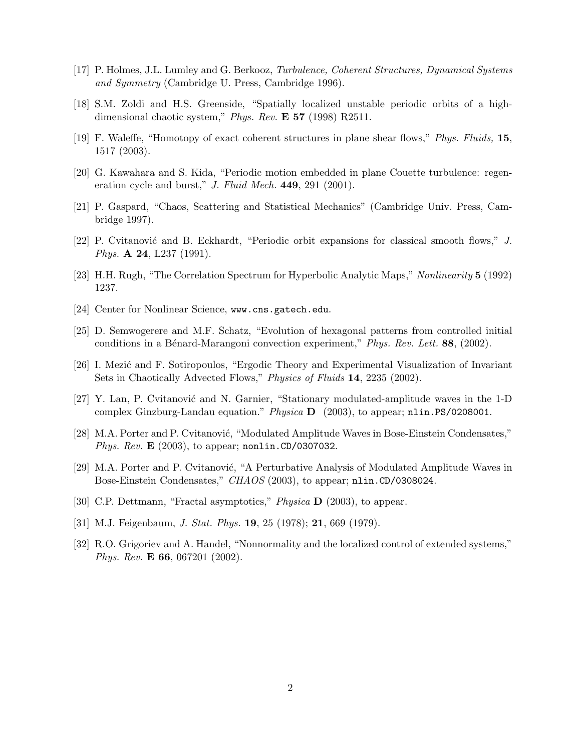[17] P. Holmes, J.L. Lumley and G. Berkooz, *Turbulence, Coherent Structures, Dynamical Systems and Symmetry* (Cambridge U. Press, Cambridge 1996).

[18] S.M. Zoldi and H.S. Greenside, "Spatially localized unstable periodic orbits of a high-dimensional chaotic system," *Phys. Rev.* **E 57** (1998) R2511.

[19] F. Waleffe, "Homotopy of exact coherent structures in plane shear flows," *Phys. Fluids,* **15**, 1517 (2003).

[20] G. Kawahara and S. Kida, "Periodic motion embedded in plane Couette turbulence: regeneration cycle and burst," *J. Fluid Mech.* **449**, 291 (2001).

[21] P. Gaspard, "Chaos, Scattering and Statistical Mechanics" (Cambridge Univ. Press, Cambridge 1997).

[22] P. Cvitanović and B. Eckhardt, "Periodic orbit expansions for classical smooth flows," *J. Phys.* **A 24**, L237 (1991).

[23] H.H. Rugh, "The Correlation Spectrum for Hyperbolic Analytic Maps," *Nonlinearity* **5** (1992) 1237.

[24] Center for Nonlinear Science, `www.cns.gatech.edu`.

[25] D. Semwogerere and M.F. Schatz, "Evolution of hexagonal patterns from controlled initial conditions in a Bénard-Marangoni convection experiment," *Phys. Rev. Lett.* **88**, (2002).

[26] I. Mezić and F. Sotiropoulos, "Ergodic Theory and Experimental Visualization of Invariant Sets in Chaotically Advected Flows," *Physics of Fluids* **14**, 2235 (2002).

[27] Y. Lan, P. Cvitanović and N. Garnier, "Stationary modulated-amplitude waves in the 1-D complex Ginzburg-Landau equation." *Physica* **D** (2003), to appear; `nlin.PS/0208001`.

[28] M.A. Porter and P. Cvitanović, "Modulated Amplitude Waves in Bose-Einstein Condensates," *Phys. Rev.* **E** (2003), to appear; `nonlin.CD/0307032`.

[29] M.A. Porter and P. Cvitanović, "A Perturbative Analysis of Modulated Amplitude Waves in Bose-Einstein Condensates," *CHAOS* (2003), to appear; `nlin.CD/0308024`.

[30] C.P. Dettmann, "Fractal asymptotics," *Physica* **D** (2003), to appear.

[31] M.J. Feigenbaum, *J. Stat. Phys.* **19**, 25 (1978); **21**, 669 (1979).

[32] R.O. Grigoriev and A. Handel, "Nonnormality and the localized control of extended systems," *Phys. Rev.* **E 66**, 067201 (2002).